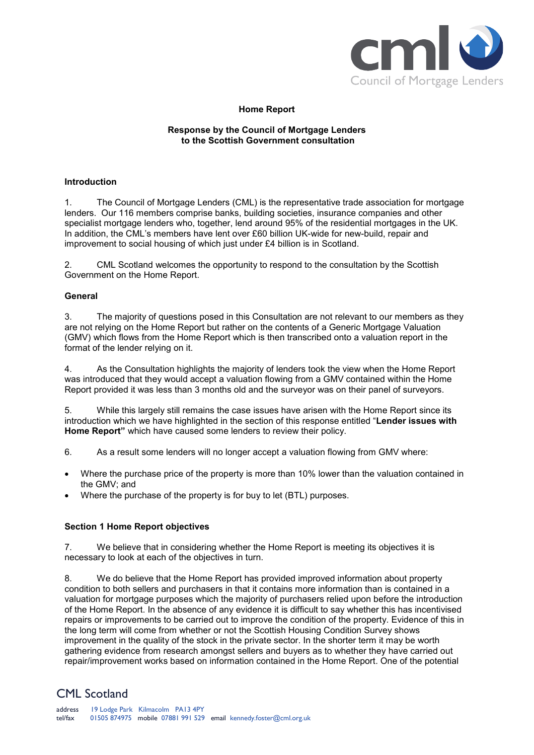Council of Mortgage Lenders

**Home Report**

**Response by the Council of Mortgage Lenders to the Scottish Government consultation**

**Introduction**

1. The Council of Mortgage Lenders (CML) is the representative trade association for mortgage lenders. Our 116 members comprise banks, building societies, insurance companies and other specialist mortgage lenders who, together, lend around 95% of the residential mortgages in the UK. In addition, the CML's members have lent over £60 billion UK-wide for new-build, repair and improvement to social housing of which just under £4 billion is in Scotland.

2. CML Scotland welcomes the opportunity to respond to the consultation by the Scottish Government on the Home Report.

**General**

3. The majority of questions posed in this Consultation are not relevant to our members as they are not relying on the Home Report but rather on the contents of a Generic Mortgage Valuation (GMV) which flows from the Home Report which is then transcribed onto a valuation report in the format of the lender relying on it.

4. As the Consultation highlights the majority of lenders took the view when the Home Report was introduced that they would accept a valuation flowing from a GMV contained within the Home Report provided it was less than 3 months old and the surveyor was on their panel of surveyors.

5. While this largely still remains the case issues have arisen with the Home Report since its introduction which we have highlighted in the section of this response entitled "**Lender issues with Home Report"** which have caused some lenders to review their policy.

6. As a result some lenders will no longer accept a valuation flowing from GMV where:

- Where the purchase price of the property is more than 10% lower than the valuation contained in the GMV; and
- Where the purchase of the property is for buy to let (BTL) purposes.

**Section 1 Home Report objectives**

7. We believe that in considering whether the Home Report is meeting its objectives it is necessary to look at each of the objectives in turn.

8. We do believe that the Home Report has provided improved information about property condition to both sellers and purchasers in that it contains more information than is contained in a valuation for mortgage purposes which the majority of purchasers relied upon before the introduction of the Home Report. In the absence of any evidence it is difficult to say whether this has incentivised repairs or improvements to be carried out to improve the condition of the property. Evidence of this in the long term will come from whether or not the Scottish Housing Condition Survey shows improvement in the quality of the stock in the private sector. In the shorter term it may be worth gathering evidence from research amongst sellers and buyers as to whether they have carried out repair/improvement works based on information contained in the Home Report. One of the potential

CML Scotland

address 19 Lodge Park Kilmacolm PA13 4PY
tel/fax 01505 874975 mobile 07881 991 529 email kennedy.foster@cml.org.uk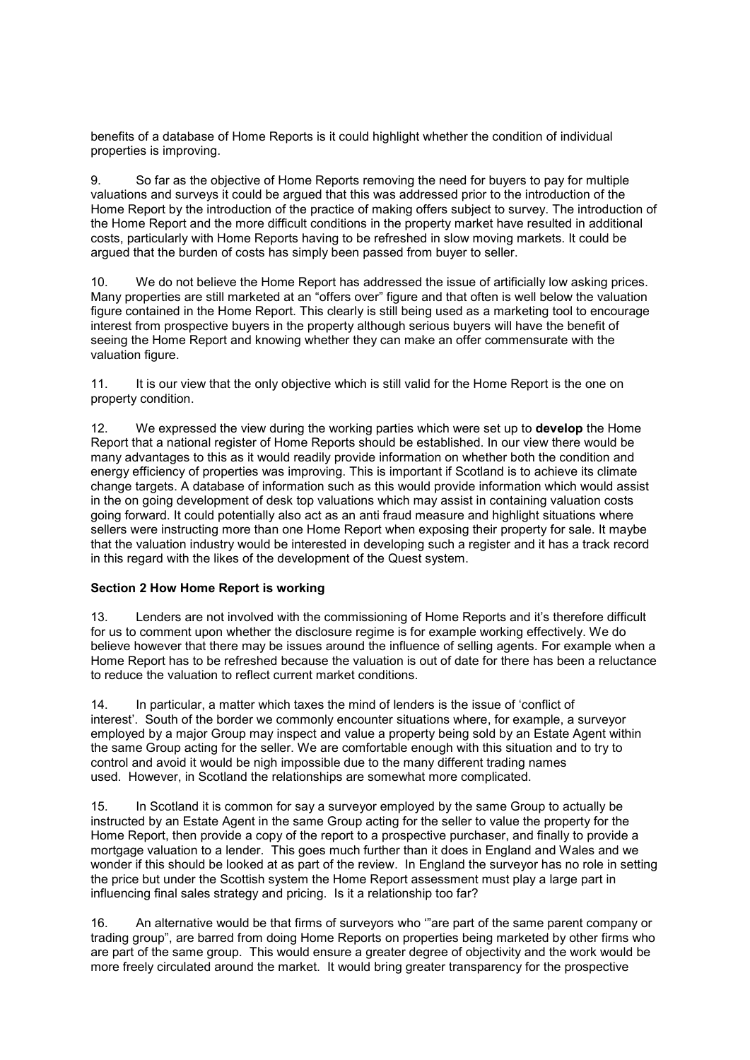benefits of a database of Home Reports is it could highlight whether the condition of individual properties is improving.

9. So far as the objective of Home Reports removing the need for buyers to pay for multiple valuations and surveys it could be argued that this was addressed prior to the introduction of the Home Report by the introduction of the practice of making offers subject to survey. The introduction of the Home Report and the more difficult conditions in the property market have resulted in additional costs, particularly with Home Reports having to be refreshed in slow moving markets. It could be argued that the burden of costs has simply been passed from buyer to seller.

10. We do not believe the Home Report has addressed the issue of artificially low asking prices. Many properties are still marketed at an "offers over" figure and that often is well below the valuation figure contained in the Home Report. This clearly is still being used as a marketing tool to encourage interest from prospective buyers in the property although serious buyers will have the benefit of seeing the Home Report and knowing whether they can make an offer commensurate with the valuation figure.

11. It is our view that the only objective which is still valid for the Home Report is the one on property condition.

12. We expressed the view during the working parties which were set up to **develop** the Home Report that a national register of Home Reports should be established. In our view there would be many advantages to this as it would readily provide information on whether both the condition and energy efficiency of properties was improving. This is important if Scotland is to achieve its climate change targets. A database of information such as this would provide information which would assist in the on going development of desk top valuations which may assist in containing valuation costs going forward. It could potentially also act as an anti fraud measure and highlight situations where sellers were instructing more than one Home Report when exposing their property for sale. It maybe that the valuation industry would be interested in developing such a register and it has a track record in this regard with the likes of the development of the Quest system.

**Section 2 How Home Report is working**

13. Lenders are not involved with the commissioning of Home Reports and it's therefore difficult for us to comment upon whether the disclosure regime is for example working effectively. We do believe however that there may be issues around the influence of selling agents. For example when a Home Report has to be refreshed because the valuation is out of date for there has been a reluctance to reduce the valuation to reflect current market conditions.

14. In particular, a matter which taxes the mind of lenders is the issue of 'conflict of interest'. South of the border we commonly encounter situations where, for example, a surveyor employed by a major Group may inspect and value a property being sold by an Estate Agent within the same Group acting for the seller. We are comfortable enough with this situation and to try to control and avoid it would be nigh impossible due to the many different trading names used. However, in Scotland the relationships are somewhat more complicated.

15. In Scotland it is common for say a surveyor employed by the same Group to actually be instructed by an Estate Agent in the same Group acting for the seller to value the property for the Home Report, then provide a copy of the report to a prospective purchaser, and finally to provide a mortgage valuation to a lender. This goes much further than it does in England and Wales and we wonder if this should be looked at as part of the review. In England the surveyor has no role in setting the price but under the Scottish system the Home Report assessment must play a large part in influencing final sales strategy and pricing. Is it a relationship too far?

16. An alternative would be that firms of surveyors who '"are part of the same parent company or trading group", are barred from doing Home Reports on properties being marketed by other firms who are part of the same group. This would ensure a greater degree of objectivity and the work would be more freely circulated around the market. It would bring greater transparency for the prospective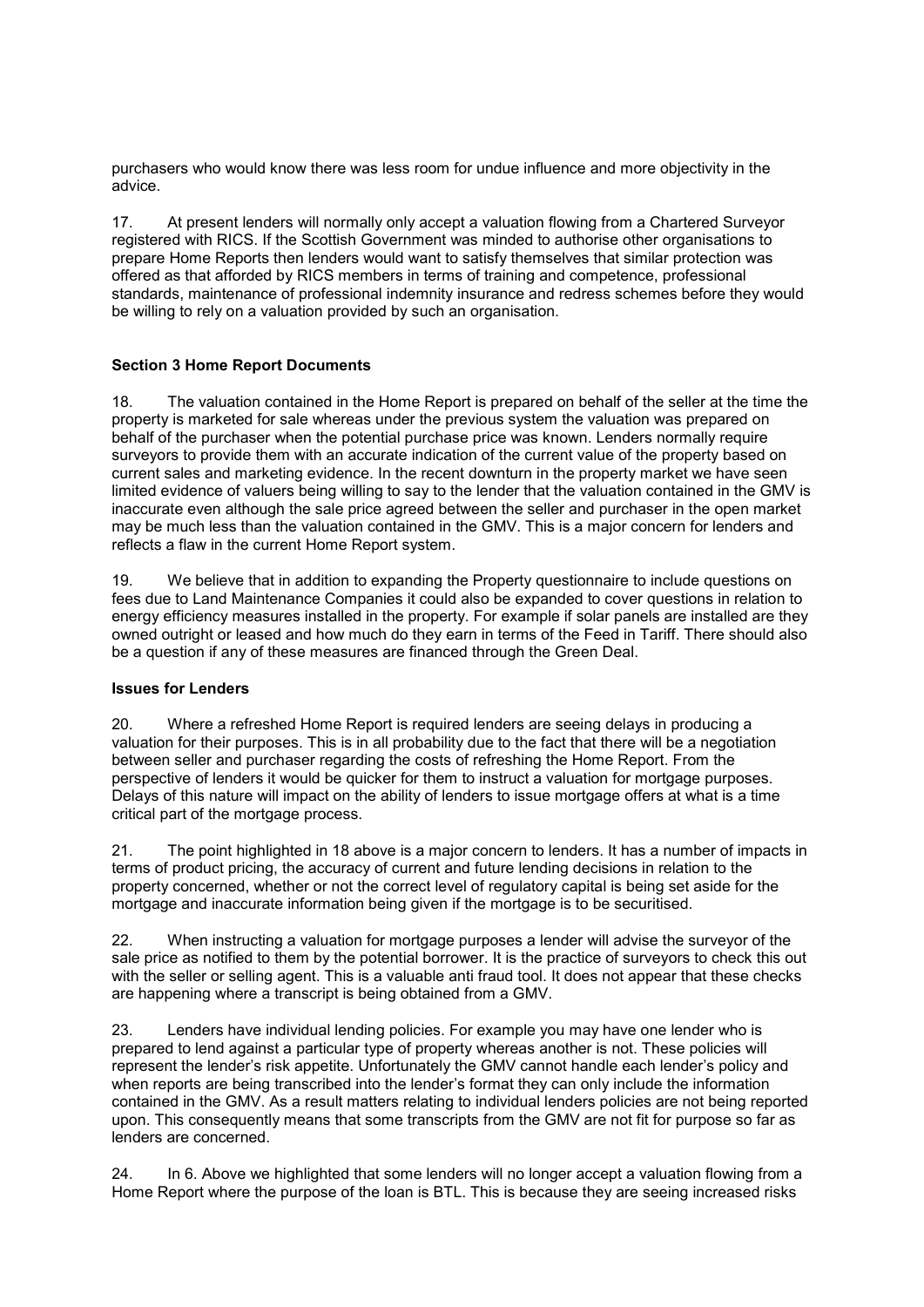purchasers who would know there was less room for undue influence and more objectivity in the advice.

17. At present lenders will normally only accept a valuation flowing from a Chartered Surveyor registered with RICS. If the Scottish Government was minded to authorise other organisations to prepare Home Reports then lenders would want to satisfy themselves that similar protection was offered as that afforded by RICS members in terms of training and competence, professional standards, maintenance of professional indemnity insurance and redress schemes before they would be willing to rely on a valuation provided by such an organisation.

**Section 3 Home Report Documents**

18. The valuation contained in the Home Report is prepared on behalf of the seller at the time the property is marketed for sale whereas under the previous system the valuation was prepared on behalf of the purchaser when the potential purchase price was known. Lenders normally require surveyors to provide them with an accurate indication of the current value of the property based on current sales and marketing evidence. In the recent downturn in the property market we have seen limited evidence of valuers being willing to say to the lender that the valuation contained in the GMV is inaccurate even although the sale price agreed between the seller and purchaser in the open market may be much less than the valuation contained in the GMV. This is a major concern for lenders and reflects a flaw in the current Home Report system.

19. We believe that in addition to expanding the Property questionnaire to include questions on fees due to Land Maintenance Companies it could also be expanded to cover questions in relation to energy efficiency measures installed in the property. For example if solar panels are installed are they owned outright or leased and how much do they earn in terms of the Feed in Tariff. There should also be a question if any of these measures are financed through the Green Deal.

**Issues for Lenders**

20. Where a refreshed Home Report is required lenders are seeing delays in producing a valuation for their purposes. This is in all probability due to the fact that there will be a negotiation between seller and purchaser regarding the costs of refreshing the Home Report. From the perspective of lenders it would be quicker for them to instruct a valuation for mortgage purposes. Delays of this nature will impact on the ability of lenders to issue mortgage offers at what is a time critical part of the mortgage process.

21. The point highlighted in 18 above is a major concern to lenders. It has a number of impacts in terms of product pricing, the accuracy of current and future lending decisions in relation to the property concerned, whether or not the correct level of regulatory capital is being set aside for the mortgage and inaccurate information being given if the mortgage is to be securitised.

22. When instructing a valuation for mortgage purposes a lender will advise the surveyor of the sale price as notified to them by the potential borrower. It is the practice of surveyors to check this out with the seller or selling agent. This is a valuable anti fraud tool. It does not appear that these checks are happening where a transcript is being obtained from a GMV.

23. Lenders have individual lending policies. For example you may have one lender who is prepared to lend against a particular type of property whereas another is not. These policies will represent the lender's risk appetite. Unfortunately the GMV cannot handle each lender's policy and when reports are being transcribed into the lender's format they can only include the information contained in the GMV. As a result matters relating to individual lenders policies are not being reported upon. This consequently means that some transcripts from the GMV are not fit for purpose so far as lenders are concerned.

24. In 6. Above we highlighted that some lenders will no longer accept a valuation flowing from a Home Report where the purpose of the loan is BTL. This is because they are seeing increased risks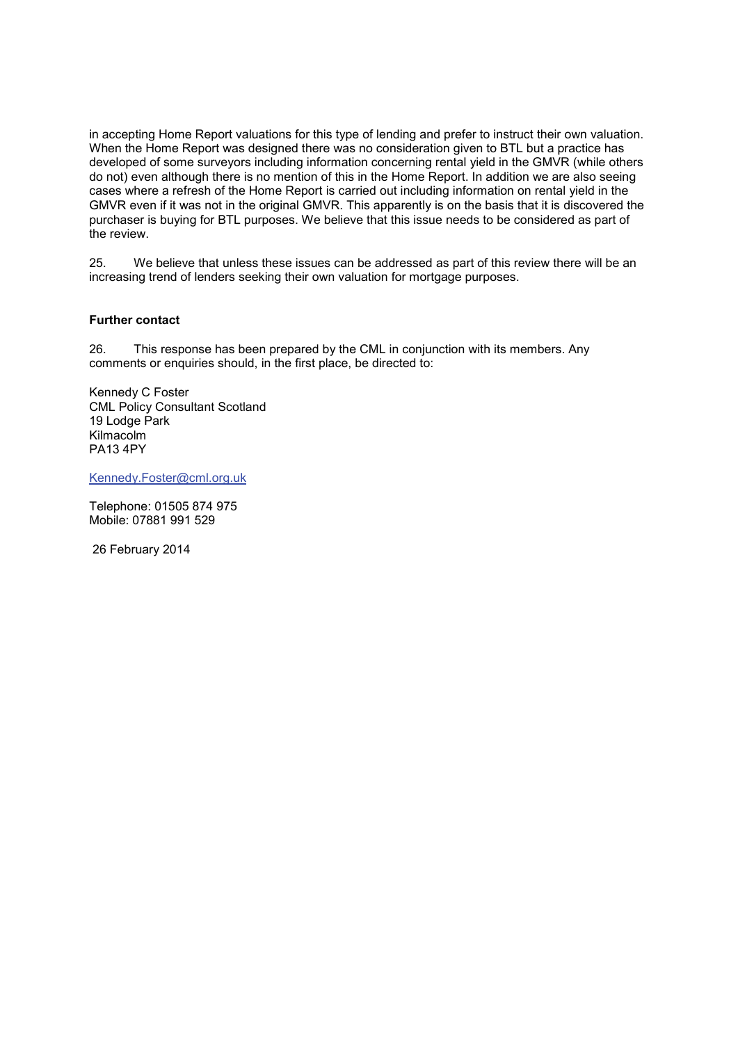in accepting Home Report valuations for this type of lending and prefer to instruct their own valuation. When the Home Report was designed there was no consideration given to BTL but a practice has developed of some surveyors including information concerning rental yield in the GMVR (while others do not) even although there is no mention of this in the Home Report. In addition we are also seeing cases where a refresh of the Home Report is carried out including information on rental yield in the GMVR even if it was not in the original GMVR. This apparently is on the basis that it is discovered the purchaser is buying for BTL purposes. We believe that this issue needs to be considered as part of the review.

25. We believe that unless these issues can be addressed as part of this review there will be an increasing trend of lenders seeking their own valuation for mortgage purposes.

**Further contact**

26. This response has been prepared by the CML in conjunction with its members. Any comments or enquiries should, in the first place, be directed to:

Kennedy C Foster
CML Policy Consultant Scotland
19 Lodge Park
Kilmacolm
PA13 4PY

Kennedy.Foster@cml.org.uk

Telephone: 01505 874 975
Mobile: 07881 991 529

26 February 2014